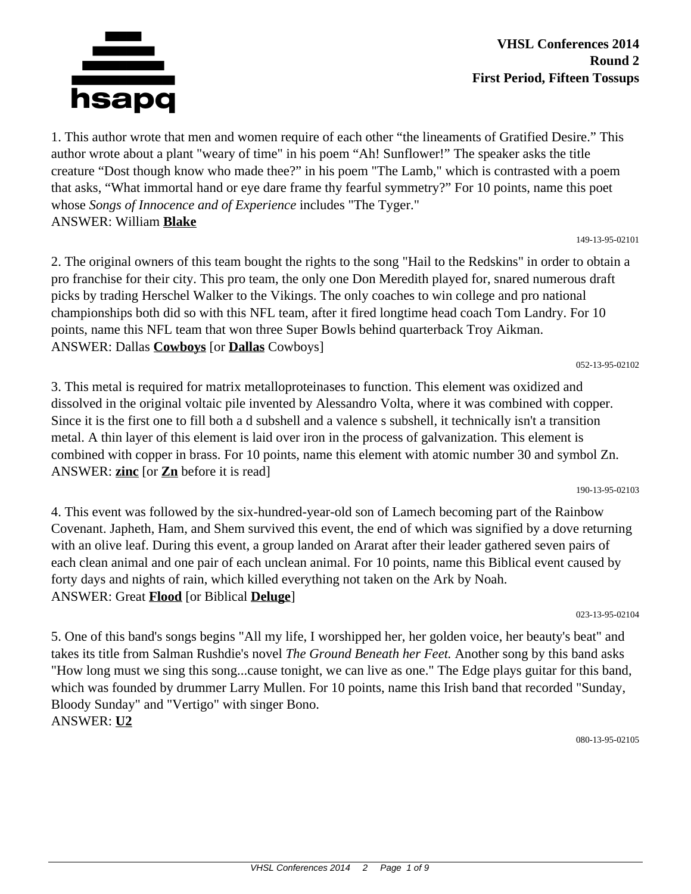**VHSL Conferences 2014**
**Round 2**
**First Period, Fifteen Tossups**

1. This author wrote that men and women require of each other “the lineaments of Gratified Desire.” This author wrote about a plant "weary of time" in his poem “Ah! Sunflower!” The speaker asks the title creature “Dost though know who made thee?” in his poem "The Lamb," which is contrasted with a poem that asks, “What immortal hand or eye dare frame thy fearful symmetry?” For 10 points, name this poet whose *Songs of Innocence and of Experience* includes "The Tyger."
ANSWER: William **Blake**

149-13-95-02101

2. The original owners of this team bought the rights to the song "Hail to the Redskins" in order to obtain a pro franchise for their city. This pro team, the only one Don Meredith played for, snared numerous draft picks by trading Herschel Walker to the Vikings. The only coaches to win college and pro national championships both did so with this NFL team, after it fired longtime head coach Tom Landry. For 10 points, name this NFL team that won three Super Bowls behind quarterback Troy Aikman.
ANSWER: Dallas **Cowboys** [or **Dallas** Cowboys]

052-13-95-02102

3. This metal is required for matrix metalloproteinases to function. This element was oxidized and dissolved in the original voltaic pile invented by Alessandro Volta, where it was combined with copper. Since it is the first one to fill both a d subshell and a valence s subshell, it technically isn't a transition metal. A thin layer of this element is laid over iron in the process of galvanization. This element is combined with copper in brass. For 10 points, name this element with atomic number 30 and symbol Zn.
ANSWER: **zinc** [or **Zn** before it is read]

190-13-95-02103

4. This event was followed by the six-hundred-year-old son of Lamech becoming part of the Rainbow Covenant. Japheth, Ham, and Shem survived this event, the end of which was signified by a dove returning with an olive leaf. During this event, a group landed on Ararat after their leader gathered seven pairs of each clean animal and one pair of each unclean animal. For 10 points, name this Biblical event caused by forty days and nights of rain, which killed everything not taken on the Ark by Noah.
ANSWER: Great **Flood** [or Biblical **Deluge**]

023-13-95-02104

5. One of this band's songs begins "All my life, I worshipped her, her golden voice, her beauty's beat" and takes its title from Salman Rushdie's novel *The Ground Beneath her Feet.* Another song by this band asks "How long must we sing this song...cause tonight, we can live as one." The Edge plays guitar for this band, which was founded by drummer Larry Mullen. For 10 points, name this Irish band that recorded "Sunday, Bloody Sunday" and "Vertigo" with singer Bono.
ANSWER: **U2**

080-13-95-02105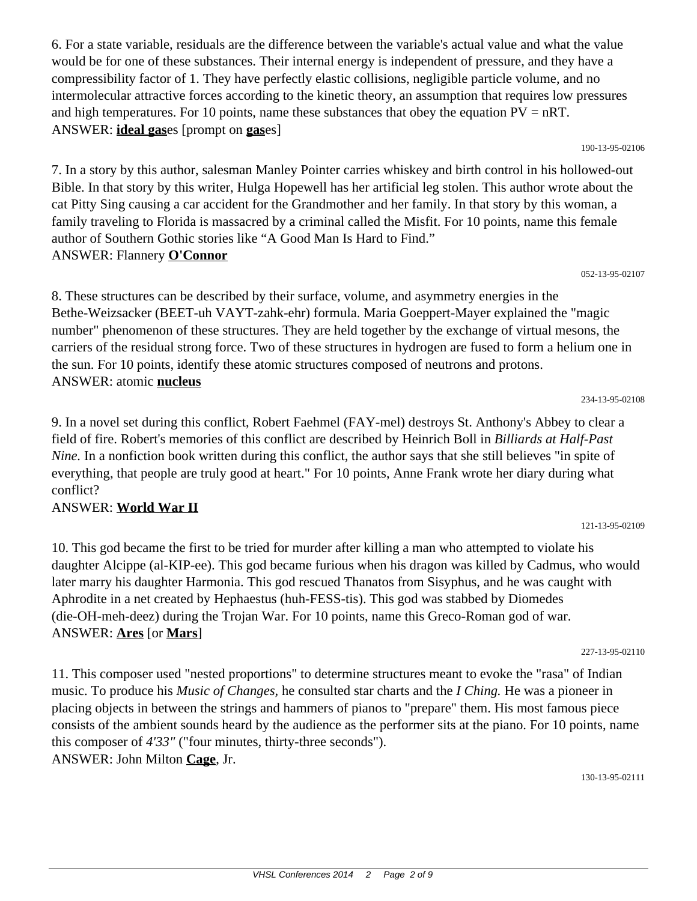6. For a state variable, residuals are the difference between the variable's actual value and what the value would be for one of these substances. Their internal energy is independent of pressure, and they have a compressibility factor of 1. They have perfectly elastic collisions, negligible particle volume, and no intermolecular attractive forces according to the kinetic theory, an assumption that requires low pressures and high temperatures. For 10 points, name these substances that obey the equation $PV = nRT$.
ANSWER: **ideal gas**es [prompt on **gas**es]

190-13-95-02106

7. In a story by this author, salesman Manley Pointer carries whiskey and birth control in his hollowed-out Bible. In that story by this writer, Hulga Hopewell has her artificial leg stolen. This author wrote about the cat Pitty Sing causing a car accident for the Grandmother and her family. In that story by this woman, a family traveling to Florida is massacred by a criminal called the Misfit. For 10 points, name this female author of Southern Gothic stories like "A Good Man Is Hard to Find."
ANSWER: Flannery **O'Connor**

052-13-95-02107

8. These structures can be described by their surface, volume, and asymmetry energies in the Bethe-Weizsacker (BEET-uh VAYT-zahk-ehr) formula. Maria Goeppert-Mayer explained the "magic number" phenomenon of these structures. They are held together by the exchange of virtual mesons, the carriers of the residual strong force. Two of these structures in hydrogen are fused to form a helium one in the sun. For 10 points, identify these atomic structures composed of neutrons and protons.
ANSWER: atomic **nucleus**

234-13-95-02108

9. In a novel set during this conflict, Robert Faehmel (FAY-mel) destroys St. Anthony's Abbey to clear a field of fire. Robert's memories of this conflict are described by Heinrich Boll in *Billiards at Half-Past Nine.* In a nonfiction book written during this conflict, the author says that she still believes "in spite of everything, that people are truly good at heart." For 10 points, Anne Frank wrote her diary during what conflict?
ANSWER: **World War II**

121-13-95-02109

10. This god became the first to be tried for murder after killing a man who attempted to violate his daughter Alcippe (al-KIP-ee). This god became furious when his dragon was killed by Cadmus, who would later marry his daughter Harmonia. This god rescued Thanatos from Sisyphus, and he was caught with Aphrodite in a net created by Hephaestus (huh-FESS-tis). This god was stabbed by Diomedes (die-OH-meh-deez) during the Trojan War. For 10 points, name this Greco-Roman god of war.
ANSWER: **Ares** [or **Mars**]

227-13-95-02110

11. This composer used "nested proportions" to determine structures meant to evoke the "rasa" of Indian music. To produce his *Music of Changes*, he consulted star charts and the *I Ching.* He was a pioneer in placing objects in between the strings and hammers of pianos to "prepare" them. His most famous piece consists of the ambient sounds heard by the audience as the performer sits at the piano. For 10 points, name this composer of *4'33"* ("four minutes, thirty-three seconds").
ANSWER: John Milton **Cage**, Jr.

130-13-95-02111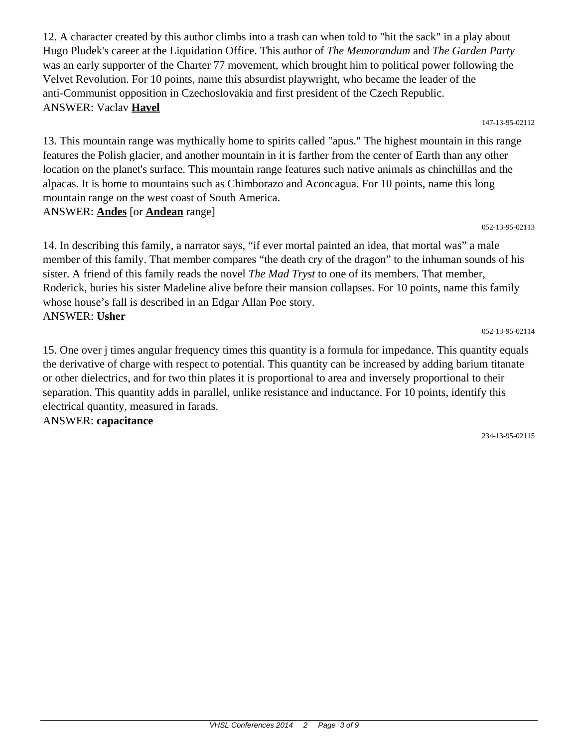12. A character created by this author climbs into a trash can when told to "hit the sack" in a play about Hugo Pludek's career at the Liquidation Office. This author of *The Memorandum* and *The Garden Party* was an early supporter of the Charter 77 movement, which brought him to political power following the Velvet Revolution. For 10 points, name this absurdist playwright, who became the leader of the anti-Communist opposition in Czechoslovakia and first president of the Czech Republic.
ANSWER: Vaclav **Havel**

147-13-95-02112

13. This mountain range was mythically home to spirits called "apus." The highest mountain in this range features the Polish glacier, and another mountain in it is farther from the center of Earth than any other location on the planet's surface. This mountain range features such native animals as chinchillas and the alpacas. It is home to mountains such as Chimborazo and Aconcagua. For 10 points, name this long mountain range on the west coast of South America.
ANSWER: **Andes** [or **Andean** range]

052-13-95-02113

14. In describing this family, a narrator says, "if ever mortal painted an idea, that mortal was" a male member of this family. That member compares "the death cry of the dragon" to the inhuman sounds of his sister. A friend of this family reads the novel *The Mad Tryst* to one of its members. That member, Roderick, buries his sister Madeline alive before their mansion collapses. For 10 points, name this family whose house's fall is described in an Edgar Allan Poe story.
ANSWER: **Usher**

052-13-95-02114

15. One over j times angular frequency times this quantity is a formula for impedance. This quantity equals the derivative of charge with respect to potential. This quantity can be increased by adding barium titanate or other dielectrics, and for two thin plates it is proportional to area and inversely proportional to their separation. This quantity adds in parallel, unlike resistance and inductance. For 10 points, identify this electrical quantity, measured in farads.
ANSWER: **capacitance**

234-13-95-02115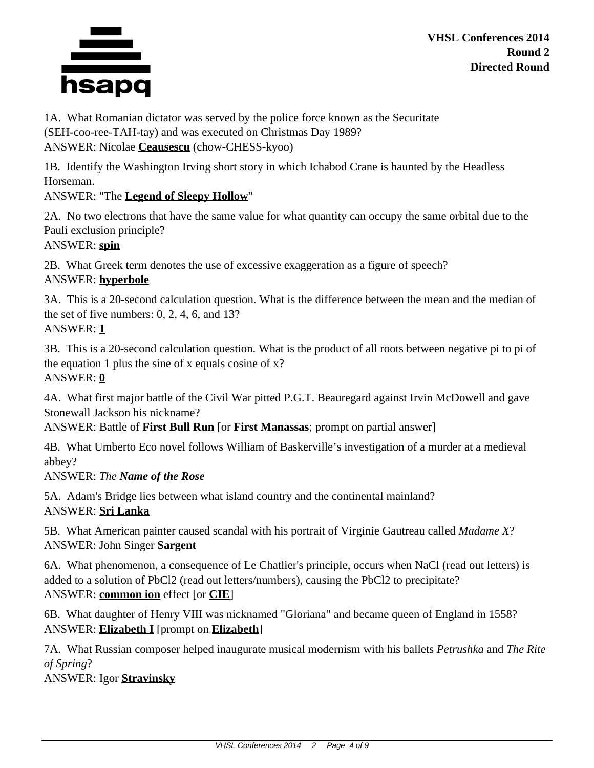1A. What Romanian dictator was served by the police force known as the Securitate (SEH-coo-ree-TAH-tay) and was executed on Christmas Day 1989?
ANSWER: Nicolae **Ceausescu** (chow-CHESS-kyoo)

1B. Identify the Washington Irving short story in which Ichabod Crane is haunted by the Headless Horseman.
ANSWER: "The **Legend of Sleepy Hollow**"

2A. No two electrons that have the same value for what quantity can occupy the same orbital due to the Pauli exclusion principle?
ANSWER: **spin**

2B. What Greek term denotes the use of excessive exaggeration as a figure of speech?
ANSWER: **hyperbole**

3A. This is a 20-second calculation question. What is the difference between the mean and the median of the set of five numbers: 0, 2, 4, 6, and 13?
ANSWER: **1**

3B. This is a 20-second calculation question. What is the product of all roots between negative pi to pi of the equation 1 plus the sine of x equals cosine of x?
ANSWER: **0**

4A. What first major battle of the Civil War pitted P.G.T. Beauregard against Irvin McDowell and gave Stonewall Jackson his nickname?
ANSWER: Battle of **First Bull Run** [or **First Manassas**; prompt on partial answer]

4B. What Umberto Eco novel follows William of Baskerville's investigation of a murder at a medieval abbey?
ANSWER: *The* ***Name of the Rose***

5A. Adam's Bridge lies between what island country and the continental mainland?
ANSWER: **Sri Lanka**

5B. What American painter caused scandal with his portrait of Virginie Gautreau called *Madame X*?
ANSWER: John Singer **Sargent**

6A. What phenomenon, a consequence of Le Chatlier's principle, occurs when NaCl (read out letters) is added to a solution of PbCl2 (read out letters/numbers), causing the PbCl2 to precipitate?
ANSWER: **common ion** effect [or **CIE**]

6B. What daughter of Henry VIII was nicknamed "Gloriana" and became queen of England in 1558?
ANSWER: **Elizabeth I** [prompt on **Elizabeth**]

7A. What Russian composer helped inaugurate musical modernism with his ballets *Petrushka* and *The Rite of Spring*?
ANSWER: Igor **Stravinsky**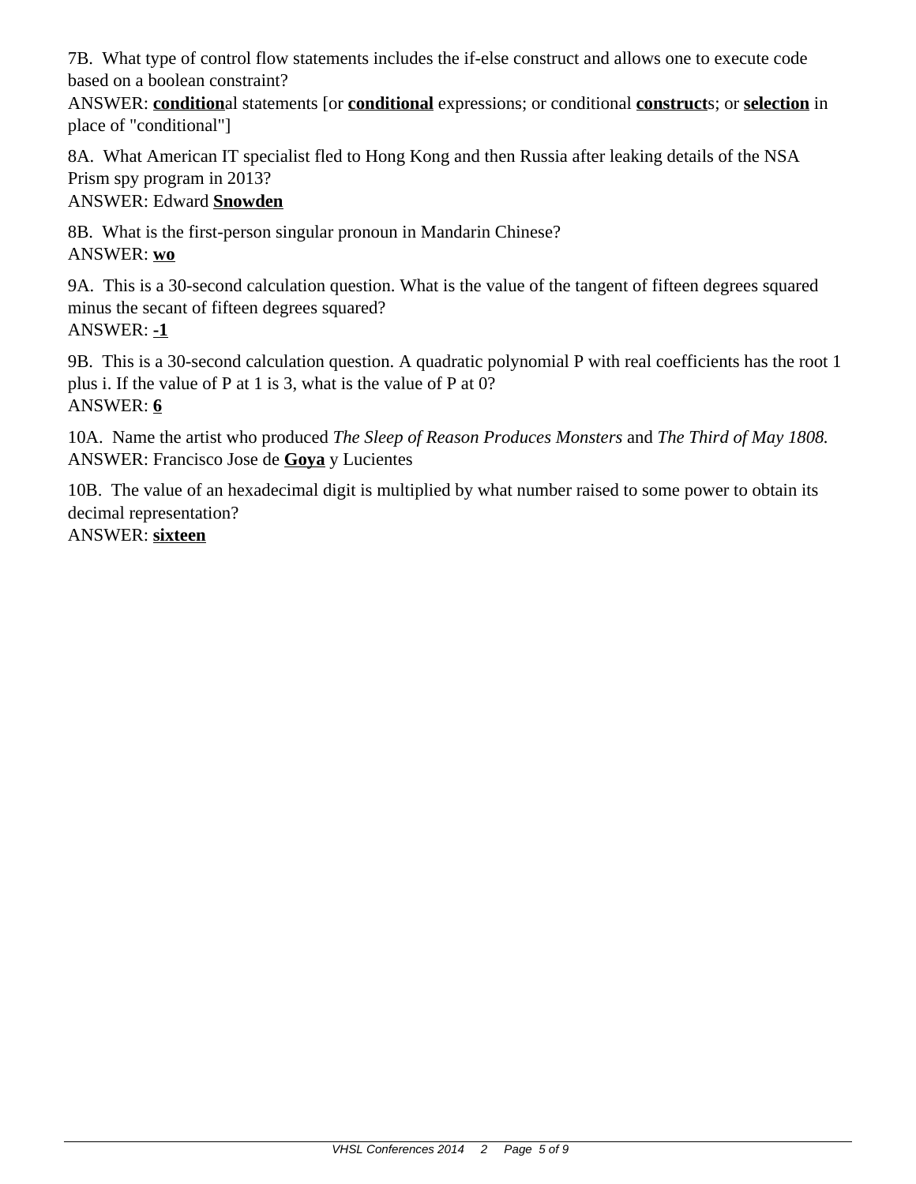7B. What type of control flow statements includes the if-else construct and allows one to execute code based on a boolean constraint?
ANSWER: **condition**al statements [or **conditional** expressions; or conditional **construct**s; or **selection** in place of "conditional"]

8A. What American IT specialist fled to Hong Kong and then Russia after leaking details of the NSA Prism spy program in 2013?
ANSWER: Edward **Snowden**

8B. What is the first-person singular pronoun in Mandarin Chinese?
ANSWER: **wo**

9A. This is a 30-second calculation question. What is the value of the tangent of fifteen degrees squared minus the secant of fifteen degrees squared?
ANSWER: **-1**

9B. This is a 30-second calculation question. A quadratic polynomial P with real coefficients has the root 1 plus i. If the value of P at 1 is 3, what is the value of P at 0?
ANSWER: **6**

10A. Name the artist who produced *The Sleep of Reason Produces Monsters* and *The Third of May 1808.*
ANSWER: Francisco Jose de **Goya** y Lucientes

10B. The value of an hexadecimal digit is multiplied by what number raised to some power to obtain its decimal representation?
ANSWER: **sixteen**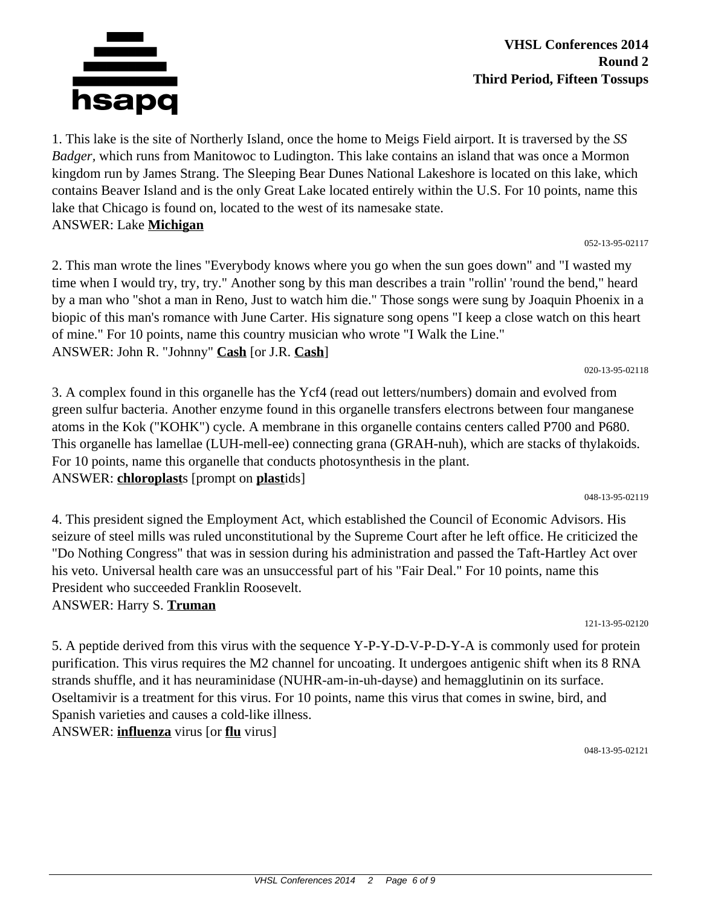**VHSL Conferences 2014**
**Round 2**
**Third Period, Fifteen Tossups**

1. This lake is the site of Northerly Island, once the home to Meigs Field airport. It is traversed by the *SS Badger*, which runs from Manitowoc to Ludington. This lake contains an island that was once a Mormon kingdom run by James Strang. The Sleeping Bear Dunes National Lakeshore is located on this lake, which contains Beaver Island and is the only Great Lake located entirely within the U.S. For 10 points, name this lake that Chicago is found on, located to the west of its namesake state.
ANSWER: Lake **Michigan**

052-13-95-02117

2. This man wrote the lines "Everybody knows where you go when the sun goes down" and "I wasted my time when I would try, try, try." Another song by this man describes a train "rollin' 'round the bend," heard by a man who "shot a man in Reno, Just to watch him die." Those songs were sung by Joaquin Phoenix in a biopic of this man's romance with June Carter. His signature song opens "I keep a close watch on this heart of mine." For 10 points, name this country musician who wrote "I Walk the Line."
ANSWER: John R. "Johnny" **Cash** [or J.R. **Cash**]

020-13-95-02118

3. A complex found in this organelle has the Ycf4 (read out letters/numbers) domain and evolved from green sulfur bacteria. Another enzyme found in this organelle transfers electrons between four manganese atoms in the Kok ("KOHK") cycle. A membrane in this organelle contains centers called P700 and P680. This organelle has lamellae (LUH-mell-ee) connecting grana (GRAH-nuh), which are stacks of thylakoids. For 10 points, name this organelle that conducts photosynthesis in the plant.
ANSWER: **chloroplast**s [prompt on **plast**ids]

048-13-95-02119

4. This president signed the Employment Act, which established the Council of Economic Advisors. His seizure of steel mills was ruled unconstitutional by the Supreme Court after he left office. He criticized the "Do Nothing Congress" that was in session during his administration and passed the Taft-Hartley Act over his veto. Universal health care was an unsuccessful part of his "Fair Deal." For 10 points, name this President who succeeded Franklin Roosevelt.
ANSWER: Harry S. **Truman**

121-13-95-02120

5. A peptide derived from this virus with the sequence Y-P-Y-D-V-P-D-Y-A is commonly used for protein purification. This virus requires the M2 channel for uncoating. It undergoes antigenic shift when its 8 RNA strands shuffle, and it has neuraminidase (NUHR-am-in-uh-dayse) and hemagglutinin on its surface. Oseltamivir is a treatment for this virus. For 10 points, name this virus that comes in swine, bird, and Spanish varieties and causes a cold-like illness.
ANSWER: **influenza** virus [or **flu** virus]

048-13-95-02121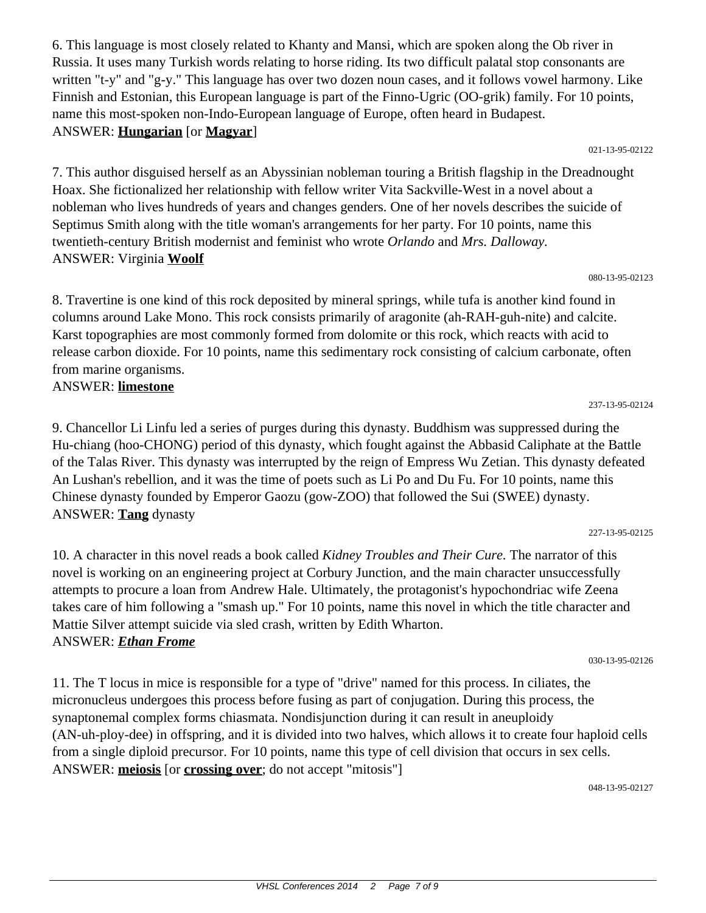6. This language is most closely related to Khanty and Mansi, which are spoken along the Ob river in Russia. It uses many Turkish words relating to horse riding. Its two difficult palatal stop consonants are written "t-y" and "g-y." This language has over two dozen noun cases, and it follows vowel harmony. Like Finnish and Estonian, this European language is part of the Finno-Ugric (OO-grik) family. For 10 points, name this most-spoken non-Indo-European language of Europe, often heard in Budapest.
ANSWER: **Hungarian** [or **Magyar**]

021-13-95-02122

7. This author disguised herself as an Abyssinian nobleman touring a British flagship in the Dreadnought Hoax. She fictionalized her relationship with fellow writer Vita Sackville-West in a novel about a nobleman who lives hundreds of years and changes genders. One of her novels describes the suicide of Septimus Smith along with the title woman's arrangements for her party. For 10 points, name this twentieth-century British modernist and feminist who wrote *Orlando* and *Mrs. Dalloway.*
ANSWER: Virginia **Woolf**

080-13-95-02123

8. Travertine is one kind of this rock deposited by mineral springs, while tufa is another kind found in columns around Lake Mono. This rock consists primarily of aragonite (ah-RAH-guh-nite) and calcite. Karst topographies are most commonly formed from dolomite or this rock, which reacts with acid to release carbon dioxide. For 10 points, name this sedimentary rock consisting of calcium carbonate, often from marine organisms.
ANSWER: **limestone**

237-13-95-02124

9. Chancellor Li Linfu led a series of purges during this dynasty. Buddhism was suppressed during the Hu-chiang (hoo-CHONG) period of this dynasty, which fought against the Abbasid Caliphate at the Battle of the Talas River. This dynasty was interrupted by the reign of Empress Wu Zetian. This dynasty defeated An Lushan's rebellion, and it was the time of poets such as Li Po and Du Fu. For 10 points, name this Chinese dynasty founded by Emperor Gaozu (gow-ZOO) that followed the Sui (SWEE) dynasty.
ANSWER: **Tang** dynasty

227-13-95-02125

10. A character in this novel reads a book called *Kidney Troubles and Their Cure.* The narrator of this novel is working on an engineering project at Corbury Junction, and the main character unsuccessfully attempts to procure a loan from Andrew Hale. Ultimately, the protagonist's hypochondriac wife Zeena takes care of him following a "smash up." For 10 points, name this novel in which the title character and Mattie Silver attempt suicide via sled crash, written by Edith Wharton.
ANSWER: ***Ethan Frome***

030-13-95-02126

11. The T locus in mice is responsible for a type of "drive" named for this process. In ciliates, the micronucleus undergoes this process before fusing as part of conjugation. During this process, the synaptonemal complex forms chiasmata. Nondisjunction during it can result in aneuploidy (AN-uh-ploy-dee) in offspring, and it is divided into two halves, which allows it to create four haploid cells from a single diploid precursor. For 10 points, name this type of cell division that occurs in sex cells.
ANSWER: **meiosis** [or **crossing over**; do not accept "mitosis"]

048-13-95-02127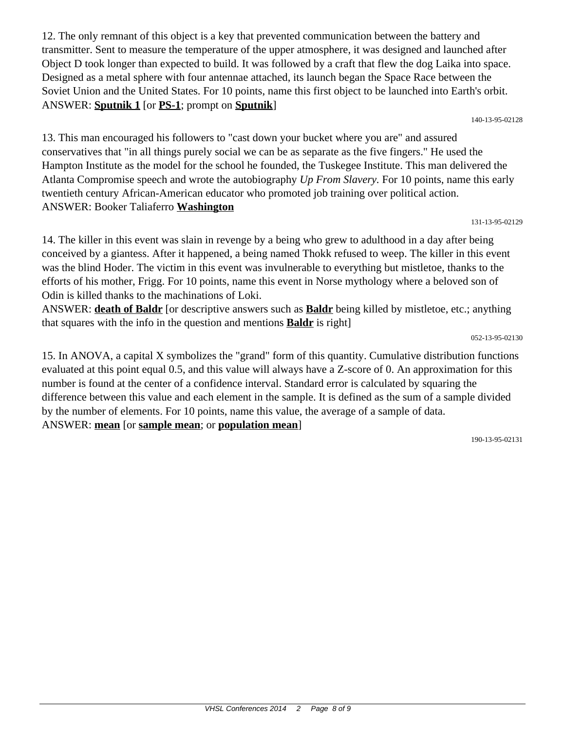12. The only remnant of this object is a key that prevented communication between the battery and transmitter. Sent to measure the temperature of the upper atmosphere, it was designed and launched after Object D took longer than expected to build. It was followed by a craft that flew the dog Laika into space. Designed as a metal sphere with four antennae attached, its launch began the Space Race between the Soviet Union and the United States. For 10 points, name this first object to be launched into Earth's orbit.
ANSWER: **Sputnik 1** [or **PS-1**; prompt on **Sputnik**]

140-13-95-02128

13. This man encouraged his followers to "cast down your bucket where you are" and assured conservatives that "in all things purely social we can be as separate as the five fingers." He used the Hampton Institute as the model for the school he founded, the Tuskegee Institute. This man delivered the Atlanta Compromise speech and wrote the autobiography *Up From Slavery.* For 10 points, name this early twentieth century African-American educator who promoted job training over political action.
ANSWER: Booker Taliaferro **Washington**

131-13-95-02129

14. The killer in this event was slain in revenge by a being who grew to adulthood in a day after being conceived by a giantess. After it happened, a being named Thokk refused to weep. The killer in this event was the blind Hoder. The victim in this event was invulnerable to everything but mistletoe, thanks to the efforts of his mother, Frigg. For 10 points, name this event in Norse mythology where a beloved son of Odin is killed thanks to the machinations of Loki.
ANSWER: **death of Baldr** [or descriptive answers such as **Baldr** being killed by mistletoe, etc.; anything that squares with the info in the question and mentions **Baldr** is right]

052-13-95-02130

15. In ANOVA, a capital X symbolizes the "grand" form of this quantity. Cumulative distribution functions evaluated at this point equal 0.5, and this value will always have a Z-score of 0. An approximation for this number is found at the center of a confidence interval. Standard error is calculated by squaring the difference between this value and each element in the sample. It is defined as the sum of a sample divided by the number of elements. For 10 points, name this value, the average of a sample of data.
ANSWER: **mean** [or **sample mean**; or **population mean**]

190-13-95-02131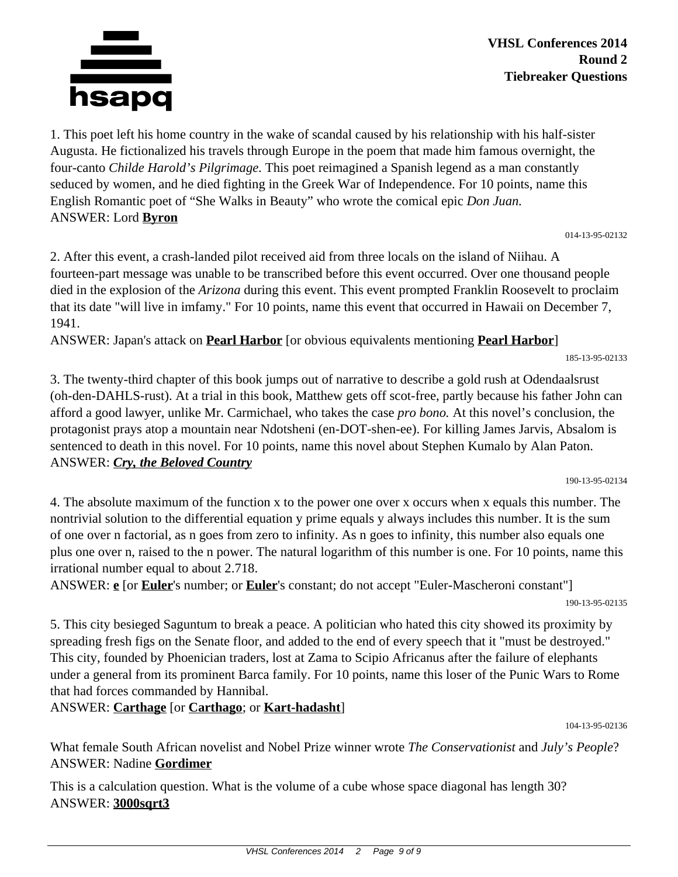**VHSL Conferences 2014**
**Round 2**
**Tiebreaker Questions**

1. This poet left his home country in the wake of scandal caused by his relationship with his half-sister Augusta. He fictionalized his travels through Europe in the poem that made him famous overnight, the four-canto *Childe Harold's Pilgrimage.* This poet reimagined a Spanish legend as a man constantly seduced by women, and he died fighting in the Greek War of Independence. For 10 points, name this English Romantic poet of "She Walks in Beauty" who wrote the comical epic *Don Juan.*
ANSWER: Lord **Byron**

014-13-95-02132

2. After this event, a crash-landed pilot received aid from three locals on the island of Niihau. A fourteen-part message was unable to be transcribed before this event occurred. Over one thousand people died in the explosion of the *Arizona* during this event. This event prompted Franklin Roosevelt to proclaim that its date "will live in imfamy." For 10 points, name this event that occurred in Hawaii on December 7, 1941.
ANSWER: Japan's attack on **Pearl Harbor** [or obvious equivalents mentioning **Pearl Harbor**]

185-13-95-02133

3. The twenty-third chapter of this book jumps out of narrative to describe a gold rush at Odendaalsrust (oh-den-DAHLS-rust). At a trial in this book, Matthew gets off scot-free, partly because his father John can afford a good lawyer, unlike Mr. Carmichael, who takes the case *pro bono.* At this novel's conclusion, the protagonist prays atop a mountain near Ndotsheni (en-DOT-shen-ee). For killing James Jarvis, Absalom is sentenced to death in this novel. For 10 points, name this novel about Stephen Kumalo by Alan Paton.
ANSWER: ***Cry, the Beloved Country***

190-13-95-02134

4. The absolute maximum of the function x to the power one over x occurs when x equals this number. The nontrivial solution to the differential equation y prime equals y always includes this number. It is the sum of one over n factorial, as n goes from zero to infinity. As n goes to infinity, this number also equals one plus one over n, raised to the n power. The natural logarithm of this number is one. For 10 points, name this irrational number equal to about 2.718.
ANSWER: **e** [or **Euler**'s number; or **Euler**'s constant; do not accept "Euler-Mascheroni constant"]

190-13-95-02135

5. This city besieged Saguntum to break a peace. A politician who hated this city showed its proximity by spreading fresh figs on the Senate floor, and added to the end of every speech that it "must be destroyed." This city, founded by Phoenician traders, lost at Zama to Scipio Africanus after the failure of elephants under a general from its prominent Barca family. For 10 points, name this loser of the Punic Wars to Rome that had forces commanded by Hannibal.
ANSWER: **Carthage** [or **Carthago**; or **Kart-hadasht**]

104-13-95-02136

What female South African novelist and Nobel Prize winner wrote *The Conservationist* and *July's People*?
ANSWER: Nadine **Gordimer**

This is a calculation question. What is the volume of a cube whose space diagonal has length 30?
ANSWER: **3000sqrt3**